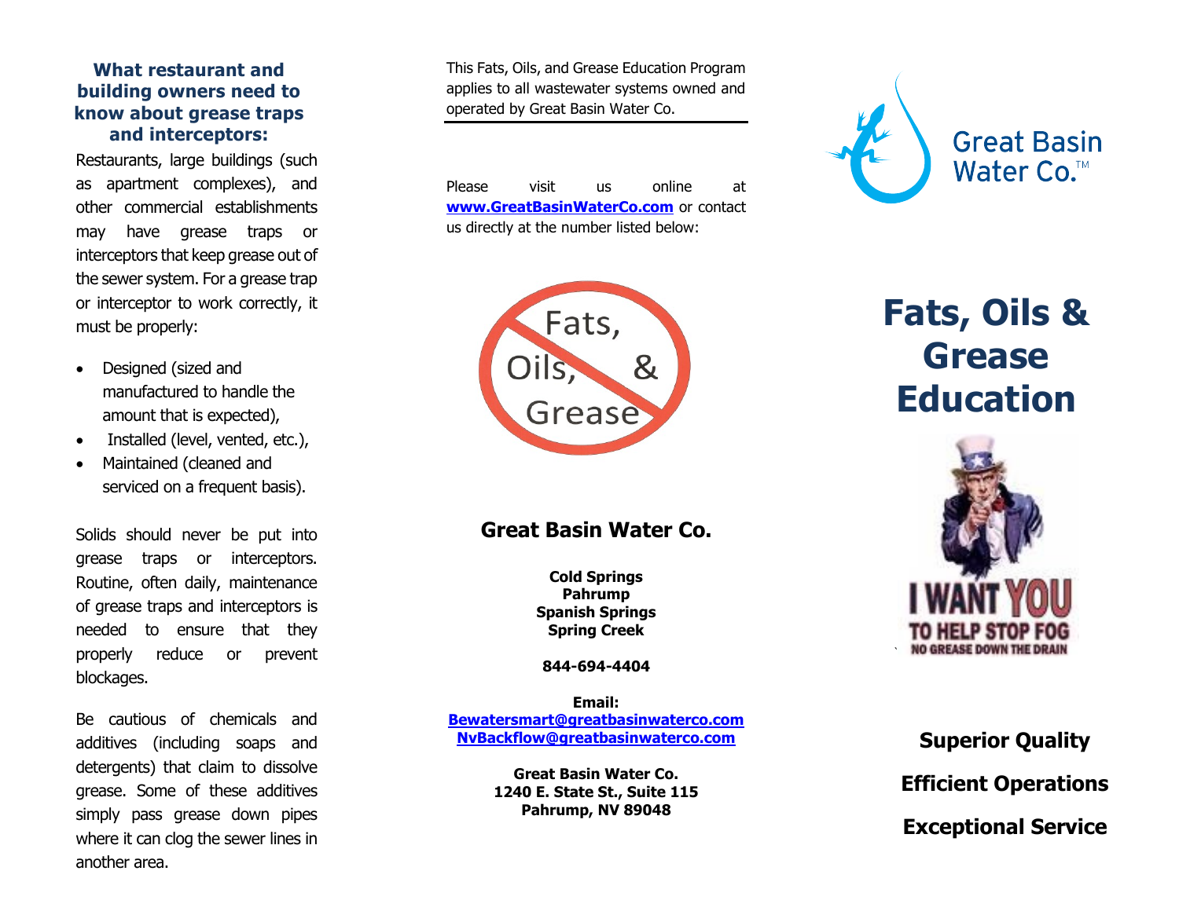### What restaurant and building owners need to know about grease traps and interceptors:

Restaurants, large buildings (such as apartment complexes), and other commercial establishments may have grease traps or interceptors that keep grease out of the sewer system. For a grease trap or interceptor to work correctly, it must be properly:

- Designed (sized and manufactured to handle the amount that is expected),
- Installed (level, vented, etc.),
- Maintained (cleaned and serviced on a frequent basis).

Solids should never be put into grease traps or interceptors. Routine, often daily, maintenance of grease traps and interceptors is needed to ensure that they properly reduce or prevent blockages.

Be cautious of chemicals and additives (including soaps and detergents) that claim to dissolve grease. Some of these additives simply pass grease down pipes where it can clog the sewer lines in another area.

This Fats, Oils, and Grease Education Program applies to all wastewater systems owned and operated by Great Basin Water Co.

Please visit us online at **www.GreatBasinWaterCo.com** or contact us directly at the number listed below:

Fats, Oils, & Grease

## Great Basin Water Co.

**Cold Springs**
**Pahrump**
**Spanish Springs**
**Spring Creek**

**844-694-4404**

**Email:**
**Bewatersmart@greatbasinwaterco.com**
**NvBackflow@greatbasinwaterco.com**

**Great Basin Water Co.**
**1240 E. State St., Suite 115**
**Pahrump, NV 89048**

Great Basin Water Co.™

# Fats, Oils & Grease Education

I WANT YOU TO HELP STOP FOG
NO GREASE DOWN THE DRAIN

**Superior Quality**

**Efficient Operations**

**Exceptional Service**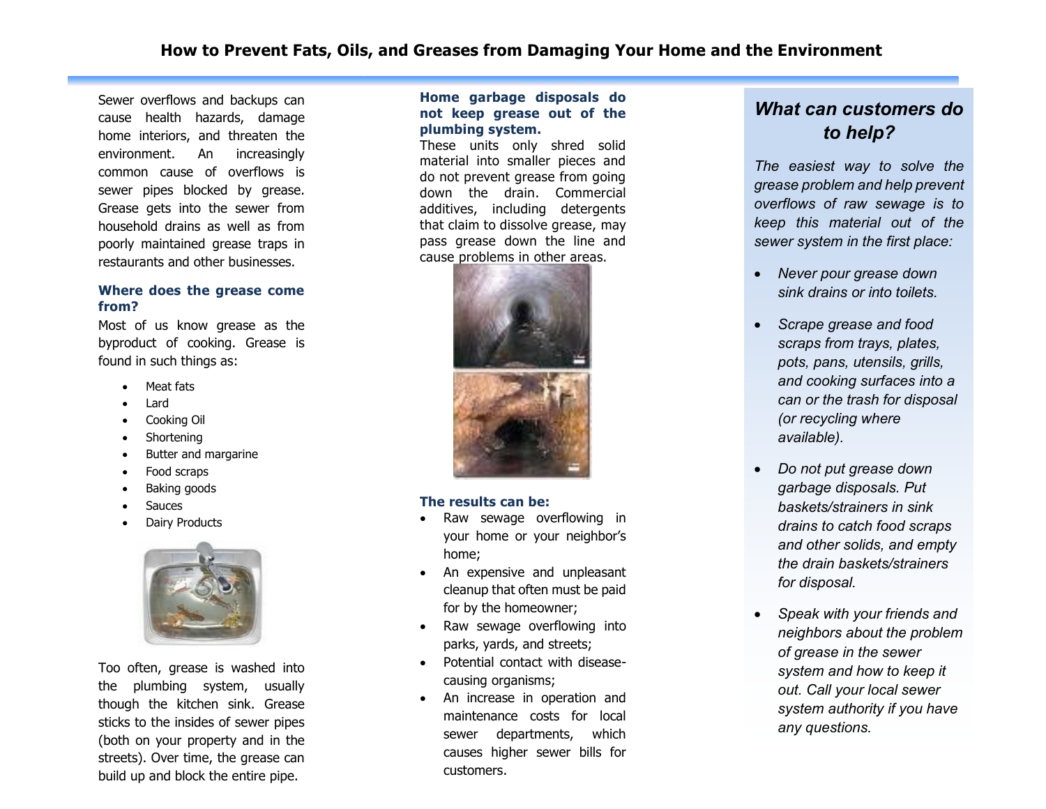# How to Prevent Fats, Oils, and Greases from Damaging Your Home and the Environment

Sewer overflows and backups can cause health hazards, damage home interiors, and threaten the environment. An increasingly common cause of overflows is sewer pipes blocked by grease. Grease gets into the sewer from household drains as well as from poorly maintained grease traps in restaurants and other businesses.

### Where does the grease come from?

Most of us know grease as the byproduct of cooking. Grease is found in such things as:

- Meat fats
- Lard
- Cooking Oil
- Shortening
- Butter and margarine
- Food scraps
- Baking goods
- Sauces
- Dairy Products

Too often, grease is washed into the plumbing system, usually though the kitchen sink. Grease sticks to the insides of sewer pipes (both on your property and in the streets). Over time, the grease can build up and block the entire pipe.

### Home garbage disposals do not keep grease out of the plumbing system.

These units only shred solid material into smaller pieces and do not prevent grease from going down the drain. Commercial additives, including detergents that claim to dissolve grease, may pass grease down the line and cause problems in other areas.

### The results can be:

- Raw sewage overflowing in your home or your neighbor's home;
- An expensive and unpleasant cleanup that often must be paid for by the homeowner;
- Raw sewage overflowing into parks, yards, and streets;
- Potential contact with disease-causing organisms;
- An increase in operation and maintenance costs for local sewer departments, which causes higher sewer bills for customers.

## *What can customers do to help?*

*The easiest way to solve the grease problem and help prevent overflows of raw sewage is to keep this material out of the sewer system in the first place:*

- *Never pour grease down sink drains or into toilets.*
- *Scrape grease and food scraps from trays, plates, pots, pans, utensils, grills, and cooking surfaces into a can or the trash for disposal (or recycling where available).*
- *Do not put grease down garbage disposals. Put baskets/strainers in sink drains to catch food scraps and other solids, and empty the drain baskets/strainers for disposal.*
- *Speak with your friends and neighbors about the problem of grease in the sewer system and how to keep it out. Call your local sewer system authority if you have any questions.*